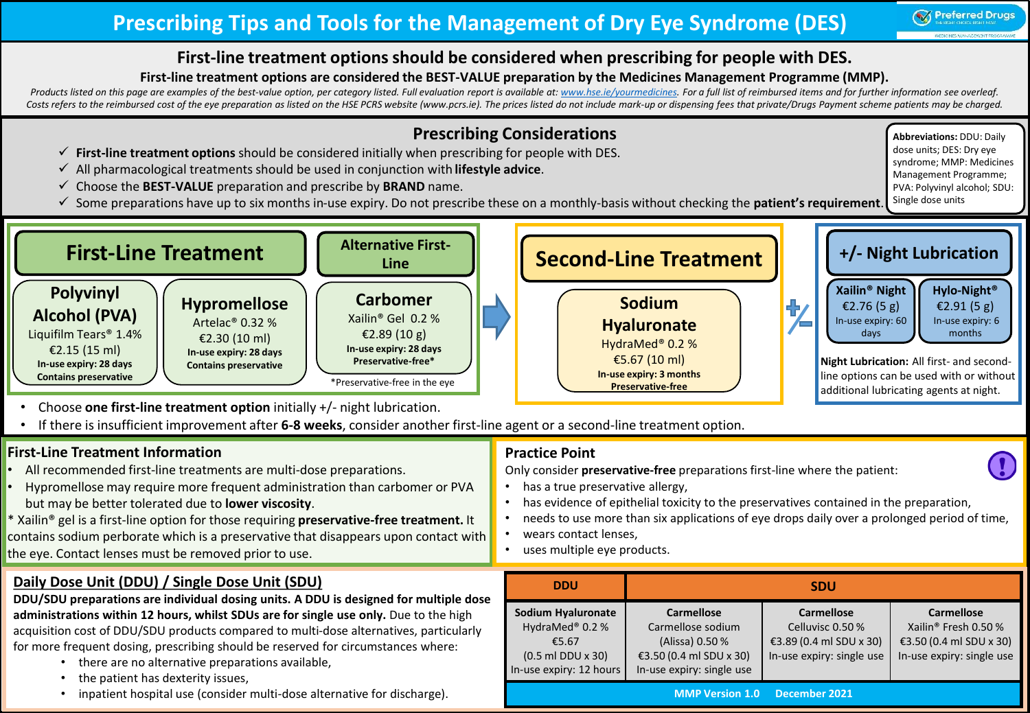# Prescribing Tips and Tools for the Management of Dry Eye Syndrome (DES)

Preferred Drugs – The right choice right now – Medicines Management Programme

## First-line treatment options should be considered when prescribing for people with DES.

**First-line treatment options are considered the BEST-VALUE preparation by the Medicines Management Programme (MMP).**

*Products listed on this page are examples of the best-value option, per category listed. Full evaluation report is available at: www.hse.ie/yourmedicines. For a full list of reimbursed items and for further information see overleaf. Costs refers to the reimbursed cost of the eye preparation as listed on the HSE PCRS website (www.pcrs.ie). The prices listed do not include mark-up or dispensing fees that private/Drugs Payment scheme patients may be charged.*

## Prescribing Considerations

- ✓ **First-line treatment options** should be considered initially when prescribing for people with DES.
- ✓ All pharmacological treatments should be used in conjunction with **lifestyle advice**.
- ✓ Choose the **BEST-VALUE** preparation and prescribe by **BRAND** name.
- ✓ Some preparations have up to six months in-use expiry. Do not prescribe these on a monthly-basis without checking the **patient's requirement**.

**Abbreviations:** DDU: Daily dose units; DES: Dry eye syndrome; MMP: Medicines Management Programme; PVA: Polyvinyl alcohol; SDU: Single dose units

## First-Line Treatment

**Polyvinyl Alcohol (PVA)**
Liquifilm Tears® 1.4%
€2.15 (15 ml)
**In-use expiry: 28 days**
**Contains preservative**

**Hypromellose**
Artelac® 0.32 %
€2.30 (10 ml)
**In-use expiry: 28 days**
**Contains preservative**

## Alternative First-Line

**Carbomer**
Xailin® Gel 0.2 %
€2.89 (10 g)
**In-use expiry: 28 days**
**Preservative-free***

*Preservative-free in the eye

## Second-Line Treatment

**Sodium Hyaluronate**
HydraMed® 0.2 %
€5.67 (10 ml)
**In-use expiry: 3 months**
**Preservative-free**

## +/- Night Lubrication

**Xailin® Night**
€2.76 (5 g)
In-use expiry: 60 days

**Hylo-Night®**
€2.91 (5 g)
In-use expiry: 6 months

**Night Lubrication:** All first- and second-line options can be used with or without additional lubricating agents at night.

- Choose **one first-line treatment option** initially +/- night lubrication.
- If there is insufficient improvement after **6-8 weeks**, consider another first-line agent or a second-line treatment option.

## First-Line Treatment Information

- All recommended first-line treatments are multi-dose preparations.
- Hypromellose may require more frequent administration than carbomer or PVA but may be better tolerated due to **lower viscosity**.

* Xailin® gel is a first-line option for those requiring **preservative-free treatment.** It contains sodium perborate which is a preservative that disappears upon contact with the eye. Contact lenses must be removed prior to use.

## Practice Point

Only consider **preservative-free** preparations first-line where the patient:

- has a true preservative allergy,
- has evidence of epithelial toxicity to the preservatives contained in the preparation,
- needs to use more than six applications of eye drops daily over a prolonged period of time,
- wears contact lenses,
- uses multiple eye products.

## Daily Dose Unit (DDU) / Single Dose Unit (SDU)

**DDU/SDU preparations are individual dosing units. A DDU is designed for multiple dose administrations within 12 hours, whilst SDUs are for single use only.** Due to the high acquisition cost of DDU/SDU products compared to multi-dose alternatives, particularly for more frequent dosing, prescribing should be reserved for circumstances where:

- there are no alternative preparations available,
- the patient has dexterity issues,
- inpatient hospital use (consider multi-dose alternative for discharge).

| DDU | SDU | | |
|---|---|---|---|
| **Sodium Hyaluronate**<br>HydraMed® 0.2 %<br>€5.67<br>(0.5 ml DDU x 30)<br>In-use expiry: 12 hours | **Carmellose**<br>Carmellose sodium (Alissa) 0.50 %<br>€3.50 (0.4 ml SDU x 30)<br>In-use expiry: single use | **Carmellose**<br>Celluvisc 0.50 %<br>€3.89 (0.4 ml SDU x 30)<br>In-use expiry: single use | **Carmellose**<br>Xailin® Fresh 0.50 %<br>€3.50 (0.4 ml SDU x 30)<br>In-use expiry: single use |

**MMP Version 1.0 December 2021**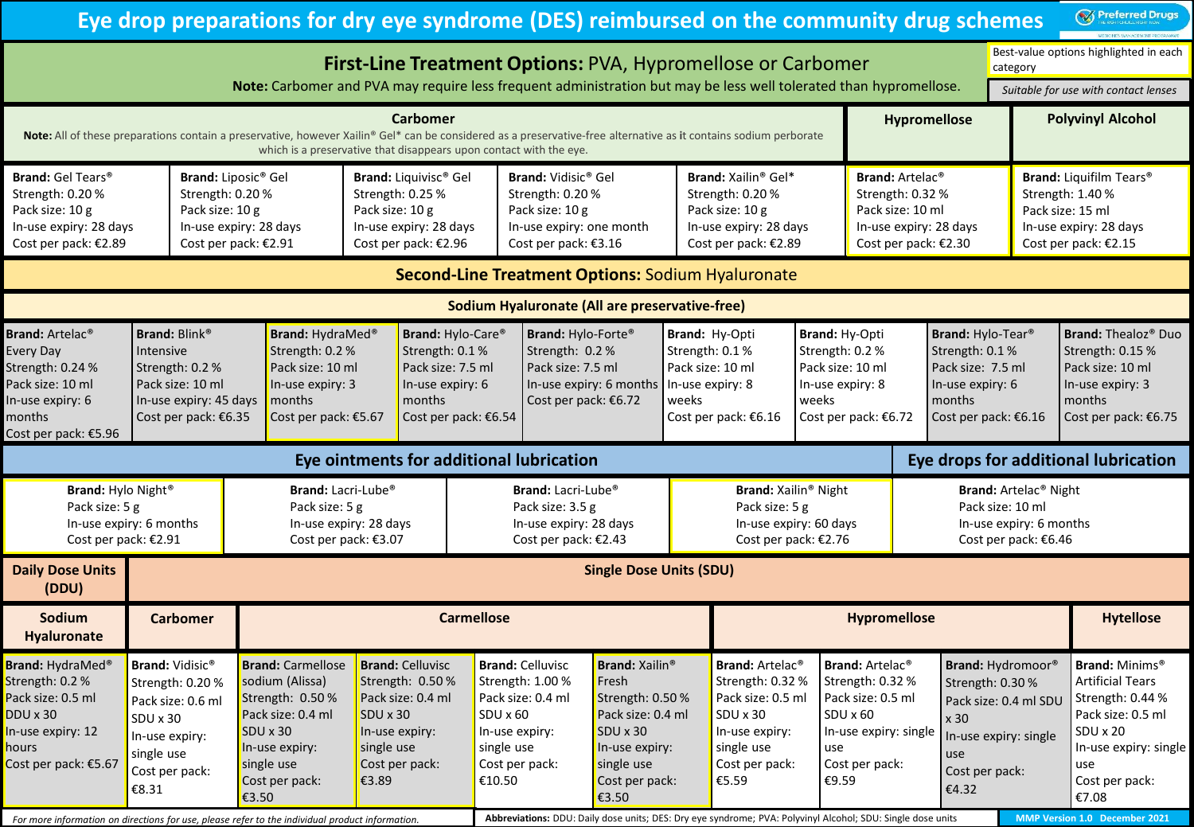# Eye drop preparations for dry eye syndrome (DES) reimbursed on the community drug schemes

Best-value options highlighted in each category

*Suitable for use with contact lenses*

## First-Line Treatment Options: PVA, Hypromellose or Carbomer

**Note:** Carbomer and PVA may require less frequent administration but may be less well tolerated than hypromellose.

### Carbomer

**Note:** All of these preparations contain a preservative, however Xailin® Gel* can be considered as a preservative-free alternative as it contains sodium perborate which is a preservative that disappears upon contact with the eye.

| Carbomer | | | | | Hypromellose | Polyvinyl Alcohol |
|---|---|---|---|---|---|---|
| **Brand:** Gel Tears® | **Brand:** Liposic® Gel | **Brand:** Liquivisc® Gel | **Brand:** Vidisic® Gel | **Brand:** Xailin® Gel* | **Brand:** Artelac® | **Brand:** Liquifilm Tears® |
| Strength: 0.20 % | Strength: 0.20 % | Strength: 0.25 % | Strength: 0.20 % | Strength: 0.20 % | Strength: 0.32 % | Strength: 1.40 % |
| Pack size: 10 g | Pack size: 10 g | Pack size: 10 g | Pack size: 10 g | Pack size: 10 g | Pack size: 10 ml | Pack size: 15 ml |
| In-use expiry: 28 days | In-use expiry: 28 days | In-use expiry: 28 days | In-use expiry: one month | In-use expiry: 28 days | In-use expiry: 28 days | In-use expiry: 28 days |
| Cost per pack: €2.89 | Cost per pack: €2.91 | Cost per pack: €2.96 | Cost per pack: €3.16 | Cost per pack: €2.89 | Cost per pack: €2.30 | Cost per pack: €2.15 |

## Second-Line Treatment Options: Sodium Hyaluronate

### Sodium Hyaluronate (All are preservative-free)

| Brand | Strength | Pack size | In-use expiry | Cost per pack |
|---|---|---|---|---|
| Artelac® Every Day | 0.24 % | 10 ml | 6 months | €5.96 |
| Blink® Intensive | 0.2 % | 10 ml | 45 days | €6.35 |
| HydraMed® | 0.2 % | 10 ml | 3 months | €5.67 |
| Hylo-Care® | 0.1 % | 7.5 ml | 6 months | €6.54 |
| Hylo-Forte® | 0.2 % | 7.5 ml | 6 months | €6.72 |
| Hy-Opti | 0.1 % | 10 ml | 8 weeks | €6.16 |
| Hy-Opti | 0.2 % | 10 ml | 8 weeks | €6.72 |
| Hylo-Tear® | 0.1 % | 7.5 ml | 6 months | €6.16 |
| Thealoz® Duo | 0.15 % | 10 ml | 3 months | €6.75 |

## Eye ointments for additional lubrication / Eye drops for additional lubrication

| Category | Brand | Pack size | In-use expiry | Cost per pack |
|---|---|---|---|---|
| Eye ointments | Hylo Night® | 5 g | 6 months | €2.91 |
| Eye ointments | Lacri-Lube® | 5 g | 28 days | €3.07 |
| Eye ointments | Lacri-Lube® | 3.5 g | 28 days | €2.43 |
| Eye ointments | Xailin® Night | 5 g | 60 days | €2.76 |
| Eye drops | Artelac® Night | 10 ml | 6 months | €6.46 |

## Daily Dose Units (DDU) / Single Dose Units (SDU)

| Type | Ingredient | Brand | Strength | Pack size | In-use expiry | Cost per pack |
|---|---|---|---|---|---|---|
| DDU | Sodium Hyaluronate | HydraMed® | 0.2 % | 0.5 ml DDU x 30 | 12 hours | €5.67 |
| SDU | Carbomer | Vidisic® | 0.20 % | 0.6 ml SDU x 30 | single use | €8.31 |
| SDU | Carmellose | Carmellose sodium (Alissa) | 0.50 % | 0.4 ml SDU x 30 | single use | €3.50 |
| SDU | Carmellose | Celluvisc | 0.50 % | 0.4 ml SDU x 30 | single use | €3.89 |
| SDU | Carmellose | Celluvisc | 1.00 % | 0.4 ml SDU x 60 | single use | €10.50 |
| SDU | Carmellose | Xailin® Fresh | 0.50 % | 0.4 ml SDU x 30 | single use | €3.50 |
| SDU | Hypromellose | Artelac® | 0.32 % | 0.5 ml SDU x 30 | single use | €5.59 |
| SDU | Hypromellose | Artelac® | 0.32 % | 0.5 ml SDU x 60 | single use | €9.59 |
| SDU | Hypromellose | Hydromoor® | 0.30 % | 0.4 ml SDU x 30 | single use | €4.32 |
| SDU | Hytellose | Minims® Artificial Tears | 0.44 % | 0.5 ml SDU x 20 | single use | €7.08 |

*For more information on directions for use, please refer to the individual product information.*

**Abbreviations:** DDU: Daily dose units; DES: Dry eye syndrome; PVA: Polyvinyl Alcohol; SDU: Single dose units

MMP Version 1.0 December 2021